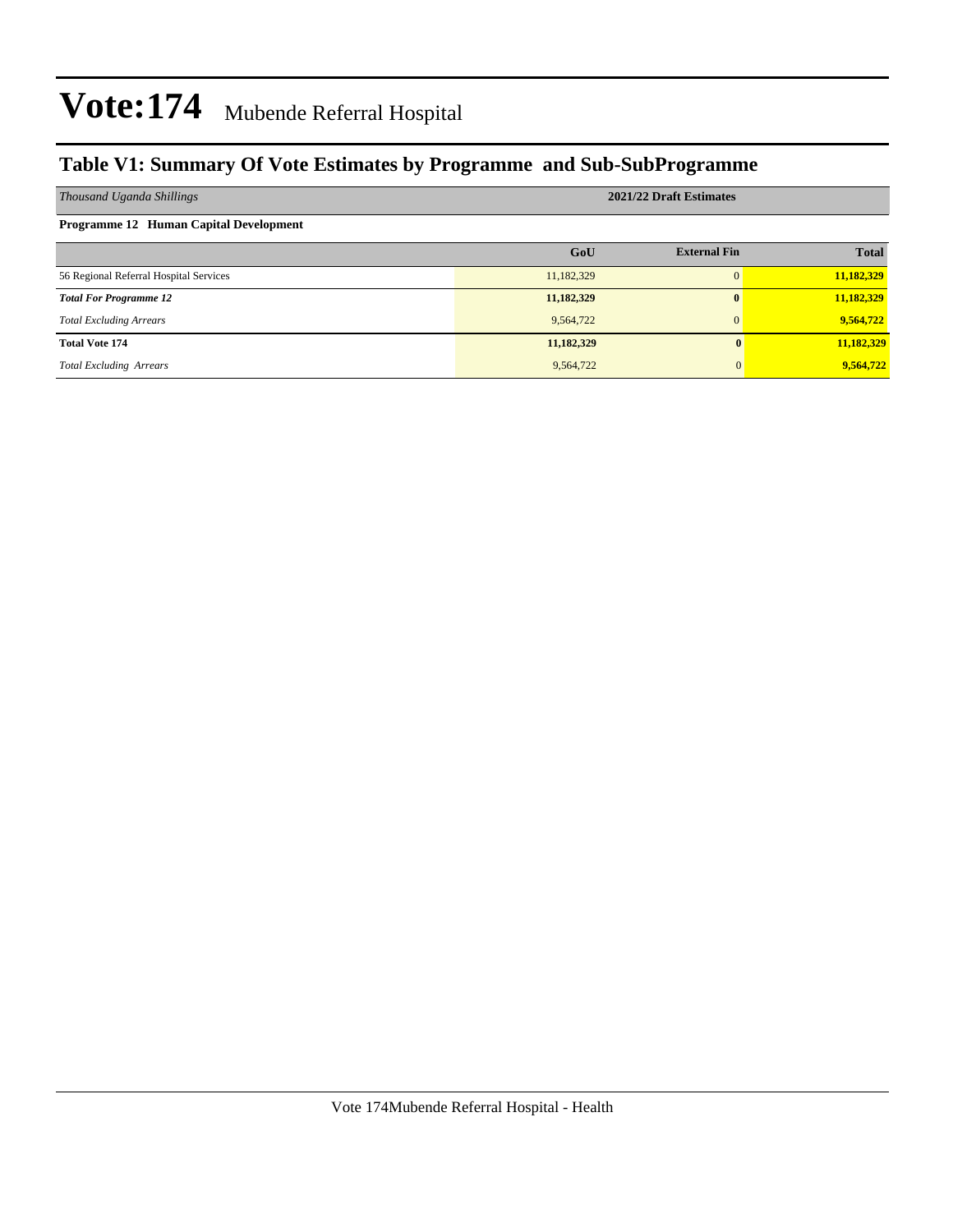# Vote:174 Mubende Referral Hospital

## Table V1: Summary Of Vote Estimates by Programme and Sub-SubProgramme

| *Thousand Uganda Shillings* | 2021/22 Draft Estimates | | |
|---|---|---|---|
| **Programme 12 Human Capital Development** | | | |
| | **GoU** | **External Fin** | **Total** |
| 56 Regional Referral Hospital Services | 11,182,329 | 0 | **11,182,329** |
| ***Total For Programme 12*** | **11,182,329** | **0** | **11,182,329** |
| *Total Excluding Arrears* | 9,564,722 | 0 | **9,564,722** |
| **Total Vote 174** | **11,182,329** | **0** | **11,182,329** |
| *Total Excluding Arrears* | 9,564,722 | 0 | **9,564,722** |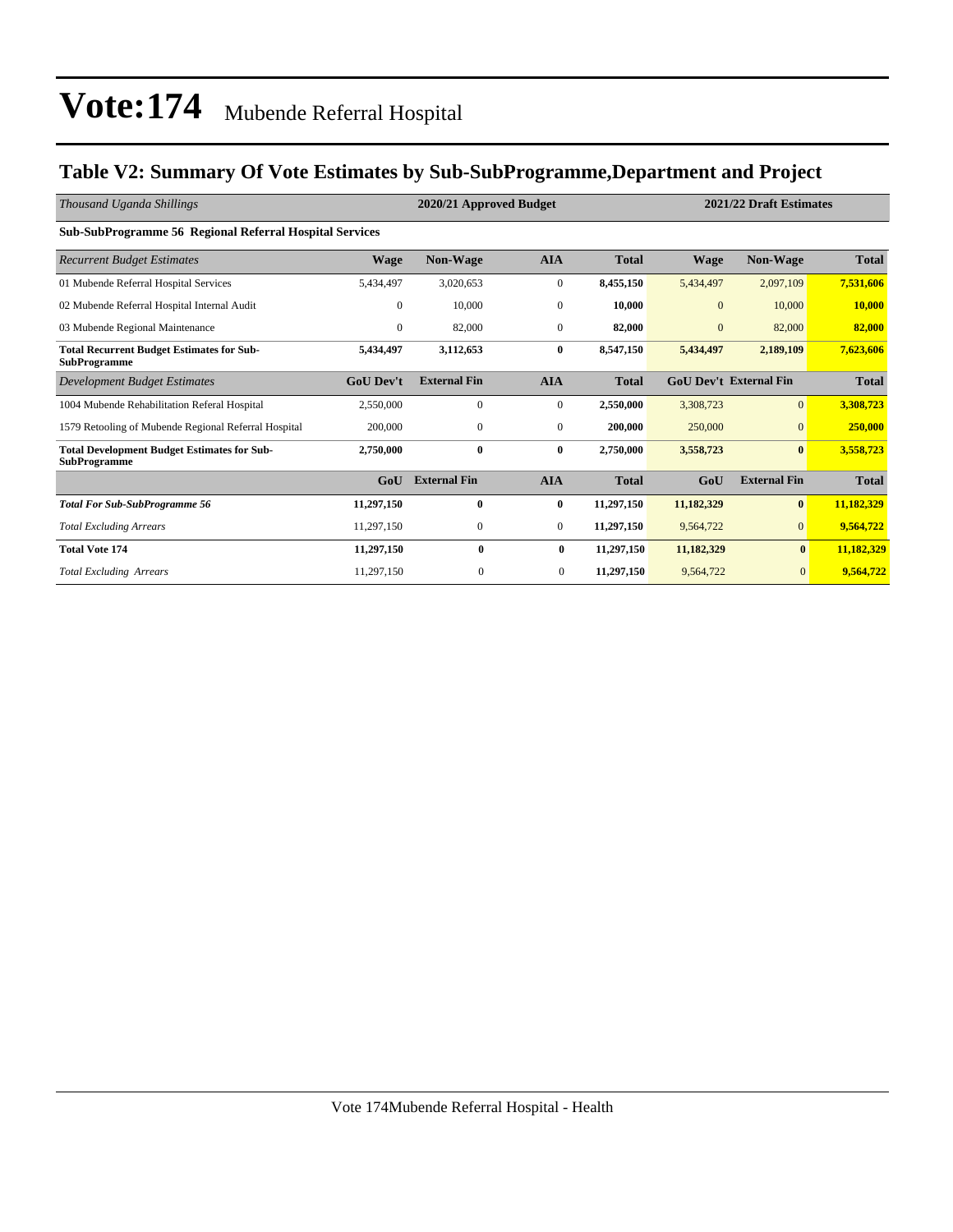# Vote:174 Mubende Referral Hospital

## Table V2: Summary Of Vote Estimates by Sub-SubProgramme,Department and Project

| *Thousand Uganda Shillings* | 2020/21 Approved Budget | | | | 2021/22 Draft Estimates | | |
|---|---|---|---|---|---|---|---|
| **Sub-SubProgramme 56 Regional Referral Hospital Services** | | | | | | | |
| *Recurrent Budget Estimates* | **Wage** | **Non-Wage** | **AIA** | **Total** | **Wage** | **Non-Wage** | **Total** |
| 01 Mubende Referral Hospital Services | 5,434,497 | 3,020,653 | 0 | **8,455,150** | 5,434,497 | 2,097,109 | **7,531,606** |
| 02 Mubende Referral Hospital Internal Audit | 0 | 10,000 | 0 | **10,000** | 0 | 10,000 | **10,000** |
| 03 Mubende Regional Maintenance | 0 | 82,000 | 0 | **82,000** | 0 | 82,000 | **82,000** |
| **Total Recurrent Budget Estimates for Sub-SubProgramme** | **5,434,497** | **3,112,653** | **0** | **8,547,150** | **5,434,497** | **2,189,109** | **7,623,606** |
| *Development Budget Estimates* | **GoU Dev't** | **External Fin** | **AIA** | **Total** | **GoU Dev't** | **External Fin** | **Total** |
| 1004 Mubende Rehabilitation Referal Hospital | 2,550,000 | 0 | 0 | **2,550,000** | 3,308,723 | 0 | **3,308,723** |
| 1579 Retooling of Mubende Regional Referral Hospital | 200,000 | 0 | 0 | **200,000** | 250,000 | 0 | **250,000** |
| **Total Development Budget Estimates for Sub-SubProgramme** | **2,750,000** | **0** | **0** | **2,750,000** | **3,558,723** | **0** | **3,558,723** |
| | **GoU** | **External Fin** | **AIA** | **Total** | **GoU** | **External Fin** | **Total** |
| ***Total For Sub-SubProgramme 56*** | **11,297,150** | **0** | **0** | **11,297,150** | **11,182,329** | **0** | **11,182,329** |
| *Total Excluding Arrears* | 11,297,150 | 0 | 0 | **11,297,150** | 9,564,722 | 0 | **9,564,722** |
| **Total Vote 174** | **11,297,150** | **0** | **0** | **11,297,150** | **11,182,329** | **0** | **11,182,329** |
| *Total Excluding Arrears* | 11,297,150 | 0 | 0 | **11,297,150** | 9,564,722 | 0 | **9,564,722** |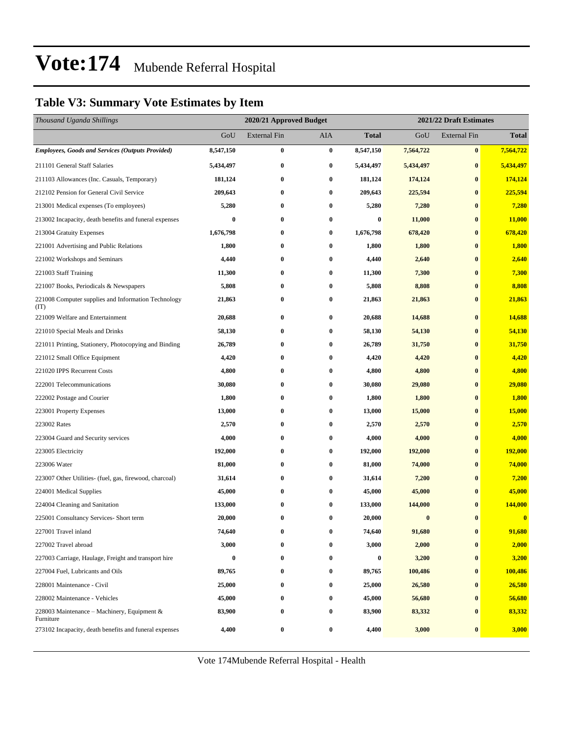# Vote:174 Mubende Referral Hospital

## Table V3: Summary Vote Estimates by Item

| *Thousand Uganda Shillings* | 2020/21 Approved Budget | | | | 2021/22 Draft Estimates | | |
|---|---|---|---|---|---|---|---|
| | GoU | External Fin | AIA | **Total** | GoU | External Fin | **Total** |
| ***Employees, Goods and Services (Outputs Provided)*** | **8,547,150** | **0** | **0** | **8,547,150** | **7,564,722** | **0** | **7,564,722** |
| 211101 General Staff Salaries | **5,434,497** | **0** | **0** | **5,434,497** | **5,434,497** | **0** | **5,434,497** |
| 211103 Allowances (Inc. Casuals, Temporary) | **181,124** | **0** | **0** | **181,124** | **174,124** | **0** | **174,124** |
| 212102 Pension for General Civil Service | **209,643** | **0** | **0** | **209,643** | **225,594** | **0** | **225,594** |
| 213001 Medical expenses (To employees) | **5,280** | **0** | **0** | **5,280** | **7,280** | **0** | **7,280** |
| 213002 Incapacity, death benefits and funeral expenses | **0** | **0** | **0** | **0** | **11,000** | **0** | **11,000** |
| 213004 Gratuity Expenses | **1,676,798** | **0** | **0** | **1,676,798** | **678,420** | **0** | **678,420** |
| 221001 Advertising and Public Relations | **1,800** | **0** | **0** | **1,800** | **1,800** | **0** | **1,800** |
| 221002 Workshops and Seminars | **4,440** | **0** | **0** | **4,440** | **2,640** | **0** | **2,640** |
| 221003 Staff Training | **11,300** | **0** | **0** | **11,300** | **7,300** | **0** | **7,300** |
| 221007 Books, Periodicals & Newspapers | **5,808** | **0** | **0** | **5,808** | **8,808** | **0** | **8,808** |
| 221008 Computer supplies and Information Technology (IT) | **21,863** | **0** | **0** | **21,863** | **21,863** | **0** | **21,863** |
| 221009 Welfare and Entertainment | **20,688** | **0** | **0** | **20,688** | **14,688** | **0** | **14,688** |
| 221010 Special Meals and Drinks | **58,130** | **0** | **0** | **58,130** | **54,130** | **0** | **54,130** |
| 221011 Printing, Stationery, Photocopying and Binding | **26,789** | **0** | **0** | **26,789** | **31,750** | **0** | **31,750** |
| 221012 Small Office Equipment | **4,420** | **0** | **0** | **4,420** | **4,420** | **0** | **4,420** |
| 221020 IPPS Recurrent Costs | **4,800** | **0** | **0** | **4,800** | **4,800** | **0** | **4,800** |
| 222001 Telecommunications | **30,080** | **0** | **0** | **30,080** | **29,080** | **0** | **29,080** |
| 222002 Postage and Courier | **1,800** | **0** | **0** | **1,800** | **1,800** | **0** | **1,800** |
| 223001 Property Expenses | **13,000** | **0** | **0** | **13,000** | **15,000** | **0** | **15,000** |
| 223002 Rates | **2,570** | **0** | **0** | **2,570** | **2,570** | **0** | **2,570** |
| 223004 Guard and Security services | **4,000** | **0** | **0** | **4,000** | **4,000** | **0** | **4,000** |
| 223005 Electricity | **192,000** | **0** | **0** | **192,000** | **192,000** | **0** | **192,000** |
| 223006 Water | **81,000** | **0** | **0** | **81,000** | **74,000** | **0** | **74,000** |
| 223007 Other Utilities- (fuel, gas, firewood, charcoal) | **31,614** | **0** | **0** | **31,614** | **7,200** | **0** | **7,200** |
| 224001 Medical Supplies | **45,000** | **0** | **0** | **45,000** | **45,000** | **0** | **45,000** |
| 224004 Cleaning and Sanitation | **133,000** | **0** | **0** | **133,000** | **144,000** | **0** | **144,000** |
| 225001 Consultancy Services- Short term | **20,000** | **0** | **0** | **20,000** | **0** | **0** | **0** |
| 227001 Travel inland | **74,640** | **0** | **0** | **74,640** | **91,680** | **0** | **91,680** |
| 227002 Travel abroad | **3,000** | **0** | **0** | **3,000** | **2,000** | **0** | **2,000** |
| 227003 Carriage, Haulage, Freight and transport hire | **0** | **0** | **0** | **0** | **3,200** | **0** | **3,200** |
| 227004 Fuel, Lubricants and Oils | **89,765** | **0** | **0** | **89,765** | **100,486** | **0** | **100,486** |
| 228001 Maintenance - Civil | **25,000** | **0** | **0** | **25,000** | **26,580** | **0** | **26,580** |
| 228002 Maintenance - Vehicles | **45,000** | **0** | **0** | **45,000** | **56,680** | **0** | **56,680** |
| 228003 Maintenance – Machinery, Equipment & Furniture | **83,900** | **0** | **0** | **83,900** | **83,332** | **0** | **83,332** |
| 273102 Incapacity, death benefits and funeral expenses | **4,400** | **0** | **0** | **4,400** | **3,000** | **0** | **3,000** |

Vote 174Mubende Referral Hospital - Health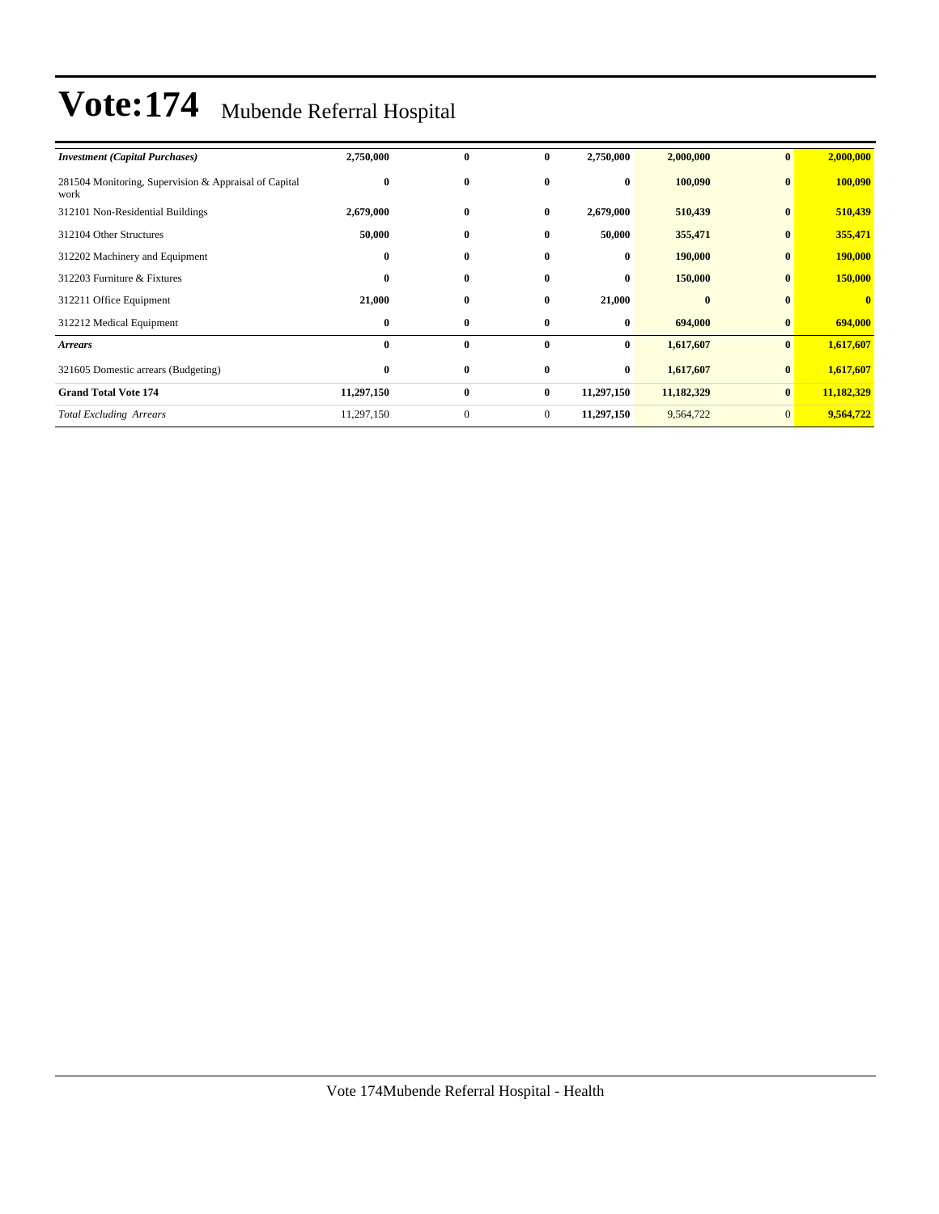# Vote:174 Mubende Referral Hospital

| | | | | | | | |
|---|---|---|---|---|---|---|---|
| ***Investment (Capital Purchases)*** | **2,750,000** | **0** | **0** | **2,750,000** | **2,000,000** | **0** | **2,000,000** |
| 281504 Monitoring, Supervision & Appraisal of Capital work | **0** | **0** | **0** | **0** | **100,090** | **0** | **100,090** |
| 312101 Non-Residential Buildings | **2,679,000** | **0** | **0** | **2,679,000** | **510,439** | **0** | **510,439** |
| 312104 Other Structures | **50,000** | **0** | **0** | **50,000** | **355,471** | **0** | **355,471** |
| 312202 Machinery and Equipment | **0** | **0** | **0** | **0** | **190,000** | **0** | **190,000** |
| 312203 Furniture & Fixtures | **0** | **0** | **0** | **0** | **150,000** | **0** | **150,000** |
| 312211 Office Equipment | **21,000** | **0** | **0** | **21,000** | **0** | **0** | **0** |
| 312212 Medical Equipment | **0** | **0** | **0** | **0** | **694,000** | **0** | **694,000** |
| ***Arrears*** | **0** | **0** | **0** | **0** | **1,617,607** | **0** | **1,617,607** |
| 321605 Domestic arrears (Budgeting) | **0** | **0** | **0** | **0** | **1,617,607** | **0** | **1,617,607** |
| **Grand Total Vote 174** | **11,297,150** | **0** | **0** | **11,297,150** | **11,182,329** | **0** | **11,182,329** |
| *Total Excluding Arrears* | 11,297,150 | 0 | 0 | **11,297,150** | 9,564,722 | 0 | **9,564,722** |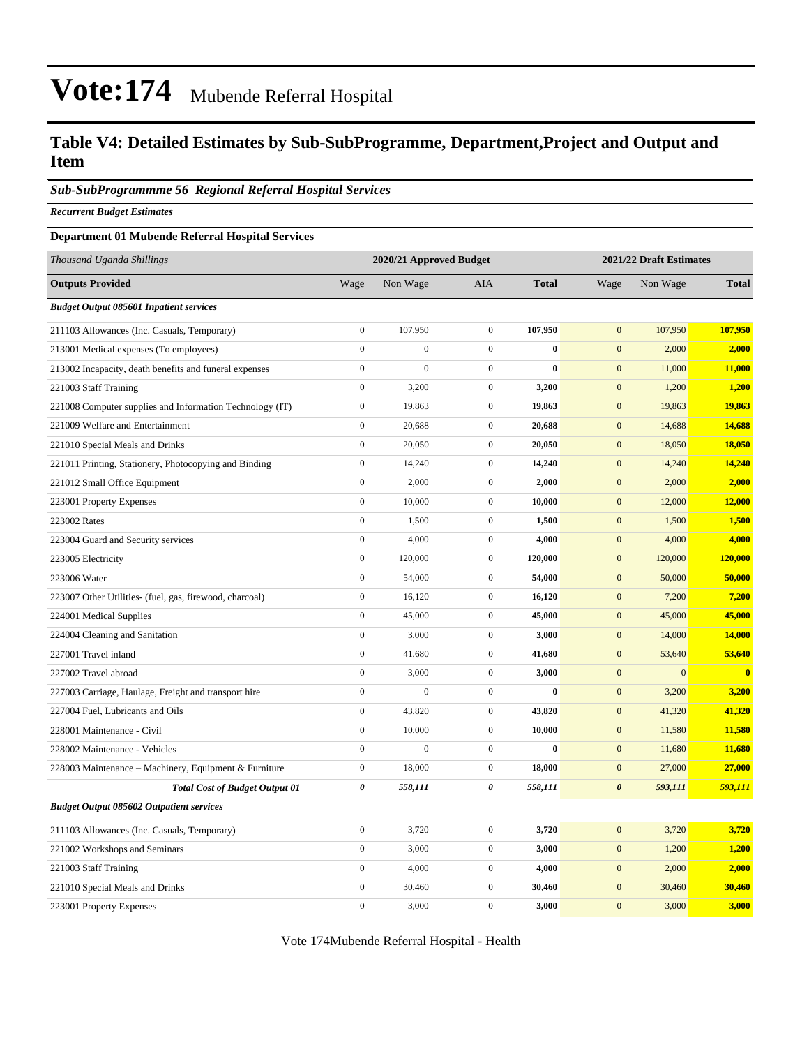# Vote:174 Mubende Referral Hospital

## Table V4: Detailed Estimates by Sub-SubProgramme, Department,Project and Output and Item

### *Sub-SubProgrammme 56 Regional Referral Hospital Services*

***Recurrent Budget Estimates***

**Department 01 Mubende Referral Hospital Services**

| *Thousand Uganda Shillings* | 2020/21 Approved Budget | | | | 2021/22 Draft Estimates | | |
|---|---|---|---|---|---|---|---|
| **Outputs Provided** | Wage | Non Wage | AIA | **Total** | Wage | Non Wage | **Total** |
| ***Budget Output 085601 Inpatient services*** | | | | | | | |
| 211103 Allowances (Inc. Casuals, Temporary) | 0 | 107,950 | 0 | **107,950** | 0 | 107,950 | **107,950** |
| 213001 Medical expenses (To employees) | 0 | 0 | 0 | **0** | 0 | 2,000 | **2,000** |
| 213002 Incapacity, death benefits and funeral expenses | 0 | 0 | 0 | **0** | 0 | 11,000 | **11,000** |
| 221003 Staff Training | 0 | 3,200 | 0 | **3,200** | 0 | 1,200 | **1,200** |
| 221008 Computer supplies and Information Technology (IT) | 0 | 19,863 | 0 | **19,863** | 0 | 19,863 | **19,863** |
| 221009 Welfare and Entertainment | 0 | 20,688 | 0 | **20,688** | 0 | 14,688 | **14,688** |
| 221010 Special Meals and Drinks | 0 | 20,050 | 0 | **20,050** | 0 | 18,050 | **18,050** |
| 221011 Printing, Stationery, Photocopying and Binding | 0 | 14,240 | 0 | **14,240** | 0 | 14,240 | **14,240** |
| 221012 Small Office Equipment | 0 | 2,000 | 0 | **2,000** | 0 | 2,000 | **2,000** |
| 223001 Property Expenses | 0 | 10,000 | 0 | **10,000** | 0 | 12,000 | **12,000** |
| 223002 Rates | 0 | 1,500 | 0 | **1,500** | 0 | 1,500 | **1,500** |
| 223004 Guard and Security services | 0 | 4,000 | 0 | **4,000** | 0 | 4,000 | **4,000** |
| 223005 Electricity | 0 | 120,000 | 0 | **120,000** | 0 | 120,000 | **120,000** |
| 223006 Water | 0 | 54,000 | 0 | **54,000** | 0 | 50,000 | **50,000** |
| 223007 Other Utilities- (fuel, gas, firewood, charcoal) | 0 | 16,120 | 0 | **16,120** | 0 | 7,200 | **7,200** |
| 224001 Medical Supplies | 0 | 45,000 | 0 | **45,000** | 0 | 45,000 | **45,000** |
| 224004 Cleaning and Sanitation | 0 | 3,000 | 0 | **3,000** | 0 | 14,000 | **14,000** |
| 227001 Travel inland | 0 | 41,680 | 0 | **41,680** | 0 | 53,640 | **53,640** |
| 227002 Travel abroad | 0 | 3,000 | 0 | **3,000** | 0 | 0 | **0** |
| 227003 Carriage, Haulage, Freight and transport hire | 0 | 0 | 0 | **0** | 0 | 3,200 | **3,200** |
| 227004 Fuel, Lubricants and Oils | 0 | 43,820 | 0 | **43,820** | 0 | 41,320 | **41,320** |
| 228001 Maintenance - Civil | 0 | 10,000 | 0 | **10,000** | 0 | 11,580 | **11,580** |
| 228002 Maintenance - Vehicles | 0 | 0 | 0 | **0** | 0 | 11,680 | **11,680** |
| 228003 Maintenance – Machinery, Equipment & Furniture | 0 | 18,000 | 0 | **18,000** | 0 | 27,000 | **27,000** |
| ***Total Cost of Budget Output 01*** | ***0*** | ***558,111*** | ***0*** | ***558,111*** | ***0*** | ***593,111*** | ***593,111*** |
| ***Budget Output 085602 Outpatient services*** | | | | | | | |
| 211103 Allowances (Inc. Casuals, Temporary) | 0 | 3,720 | 0 | **3,720** | 0 | 3,720 | **3,720** |
| 221002 Workshops and Seminars | 0 | 3,000 | 0 | **3,000** | 0 | 1,200 | **1,200** |
| 221003 Staff Training | 0 | 4,000 | 0 | **4,000** | 0 | 2,000 | **2,000** |
| 221010 Special Meals and Drinks | 0 | 30,460 | 0 | **30,460** | 0 | 30,460 | **30,460** |
| 223001 Property Expenses | 0 | 3,000 | 0 | **3,000** | 0 | 3,000 | **3,000** |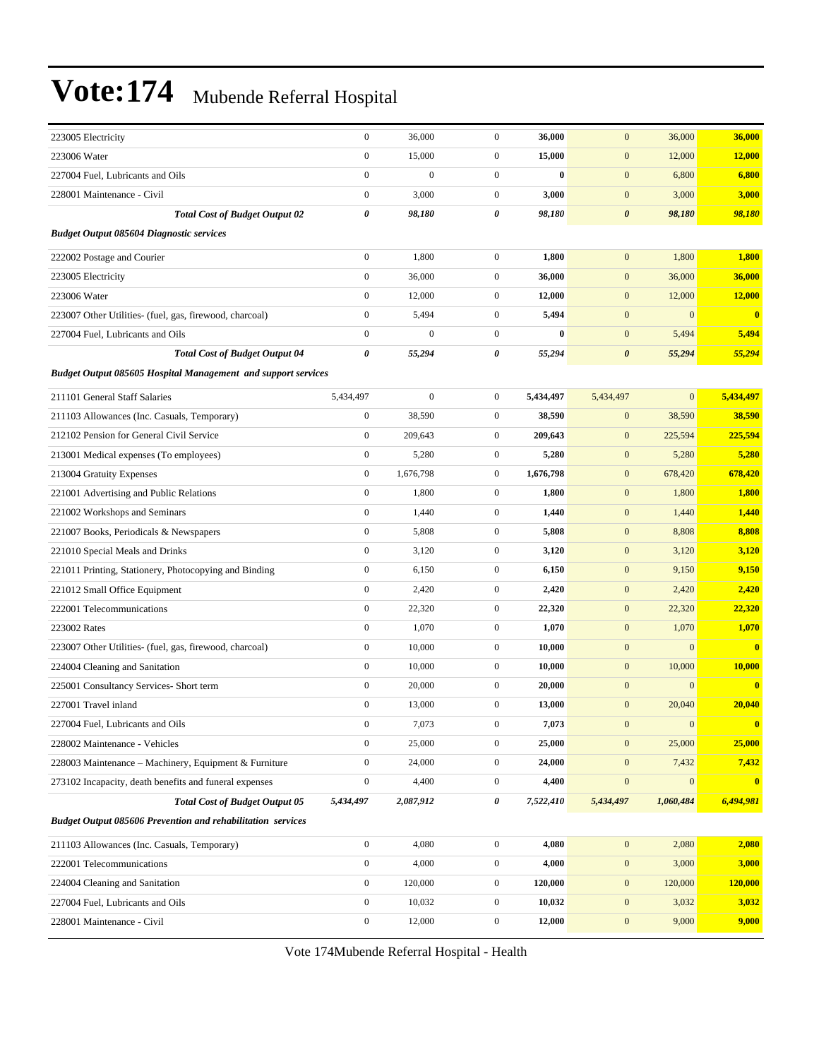| | | | | | | | |
|---|---|---|---|---|---|---|---|
| 223005 Electricity | 0 | 36,000 | 0 | **36,000** | 0 | 36,000 | **36,000** |
| 223006 Water | 0 | 15,000 | 0 | **15,000** | 0 | 12,000 | **12,000** |
| 227004 Fuel, Lubricants and Oils | 0 | 0 | 0 | **0** | 0 | 6,800 | **6,800** |
| 228001 Maintenance - Civil | 0 | 3,000 | 0 | **3,000** | 0 | 3,000 | **3,000** |
| ***Total Cost of Budget Output 02*** | ***0*** | ***98,180*** | ***0*** | ***98,180*** | ***0*** | ***98,180*** | ***98,180*** |
| ***Budget Output 085604 Diagnostic services*** | | | | | | | |
| 222002 Postage and Courier | 0 | 1,800 | 0 | **1,800** | 0 | 1,800 | **1,800** |
| 223005 Electricity | 0 | 36,000 | 0 | **36,000** | 0 | 36,000 | **36,000** |
| 223006 Water | 0 | 12,000 | 0 | **12,000** | 0 | 12,000 | **12,000** |
| 223007 Other Utilities- (fuel, gas, firewood, charcoal) | 0 | 5,494 | 0 | **5,494** | 0 | 0 | **0** |
| 227004 Fuel, Lubricants and Oils | 0 | 0 | 0 | **0** | 0 | 5,494 | **5,494** |
| ***Total Cost of Budget Output 04*** | ***0*** | ***55,294*** | ***0*** | ***55,294*** | ***0*** | ***55,294*** | ***55,294*** |
| ***Budget Output 085605 Hospital Management and support services*** | | | | | | | |
| 211101 General Staff Salaries | 5,434,497 | 0 | 0 | **5,434,497** | 5,434,497 | 0 | **5,434,497** |
| 211103 Allowances (Inc. Casuals, Temporary) | 0 | 38,590 | 0 | **38,590** | 0 | 38,590 | **38,590** |
| 212102 Pension for General Civil Service | 0 | 209,643 | 0 | **209,643** | 0 | 225,594 | **225,594** |
| 213001 Medical expenses (To employees) | 0 | 5,280 | 0 | **5,280** | 0 | 5,280 | **5,280** |
| 213004 Gratuity Expenses | 0 | 1,676,798 | 0 | **1,676,798** | 0 | 678,420 | **678,420** |
| 221001 Advertising and Public Relations | 0 | 1,800 | 0 | **1,800** | 0 | 1,800 | **1,800** |
| 221002 Workshops and Seminars | 0 | 1,440 | 0 | **1,440** | 0 | 1,440 | **1,440** |
| 221007 Books, Periodicals & Newspapers | 0 | 5,808 | 0 | **5,808** | 0 | 8,808 | **8,808** |
| 221010 Special Meals and Drinks | 0 | 3,120 | 0 | **3,120** | 0 | 3,120 | **3,120** |
| 221011 Printing, Stationery, Photocopying and Binding | 0 | 6,150 | 0 | **6,150** | 0 | 9,150 | **9,150** |
| 221012 Small Office Equipment | 0 | 2,420 | 0 | **2,420** | 0 | 2,420 | **2,420** |
| 222001 Telecommunications | 0 | 22,320 | 0 | **22,320** | 0 | 22,320 | **22,320** |
| 223002 Rates | 0 | 1,070 | 0 | **1,070** | 0 | 1,070 | **1,070** |
| 223007 Other Utilities- (fuel, gas, firewood, charcoal) | 0 | 10,000 | 0 | **10,000** | 0 | 0 | **0** |
| 224004 Cleaning and Sanitation | 0 | 10,000 | 0 | **10,000** | 0 | 10,000 | **10,000** |
| 225001 Consultancy Services- Short term | 0 | 20,000 | 0 | **20,000** | 0 | 0 | **0** |
| 227001 Travel inland | 0 | 13,000 | 0 | **13,000** | 0 | 20,040 | **20,040** |
| 227004 Fuel, Lubricants and Oils | 0 | 7,073 | 0 | **7,073** | 0 | 0 | **0** |
| 228002 Maintenance - Vehicles | 0 | 25,000 | 0 | **25,000** | 0 | 25,000 | **25,000** |
| 228003 Maintenance – Machinery, Equipment & Furniture | 0 | 24,000 | 0 | **24,000** | 0 | 7,432 | **7,432** |
| 273102 Incapacity, death benefits and funeral expenses | 0 | 4,400 | 0 | **4,400** | 0 | 0 | **0** |
| ***Total Cost of Budget Output 05*** | ***5,434,497*** | ***2,087,912*** | ***0*** | ***7,522,410*** | ***5,434,497*** | ***1,060,484*** | ***6,494,981*** |
| ***Budget Output 085606 Prevention and rehabilitation services*** | | | | | | | |
| 211103 Allowances (Inc. Casuals, Temporary) | 0 | 4,080 | 0 | **4,080** | 0 | 2,080 | **2,080** |
| 222001 Telecommunications | 0 | 4,000 | 0 | **4,000** | 0 | 3,000 | **3,000** |
| 224004 Cleaning and Sanitation | 0 | 120,000 | 0 | **120,000** | 0 | 120,000 | **120,000** |
| 227004 Fuel, Lubricants and Oils | 0 | 10,032 | 0 | **10,032** | 0 | 3,032 | **3,032** |
| 228001 Maintenance - Civil | 0 | 12,000 | 0 | **12,000** | 0 | 9,000 | **9,000** |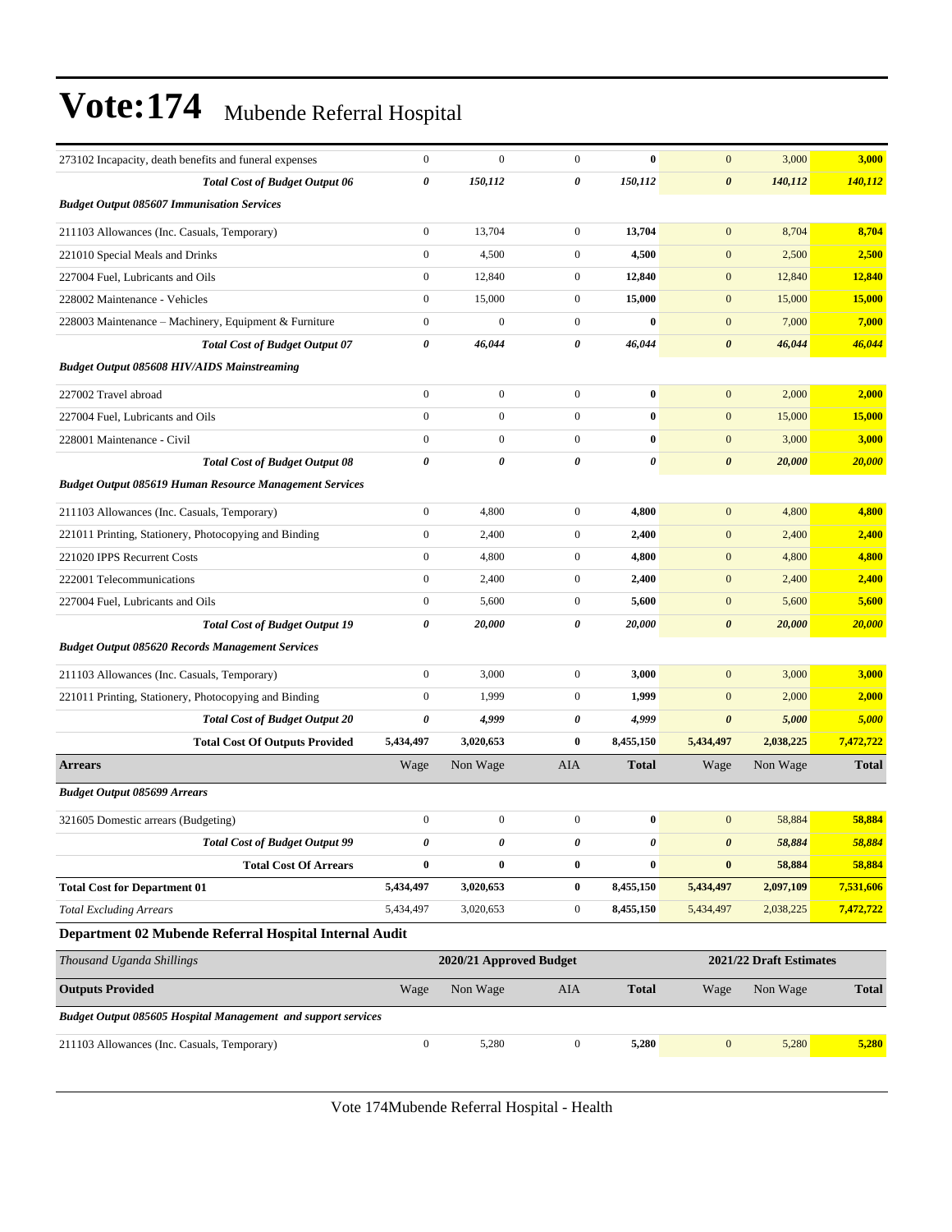| | | | | | | | |
|---|---|---|---|---|---|---|---|
| 273102 Incapacity, death benefits and funeral expenses | 0 | 0 | 0 | **0** | 0 | 3,000 | **3,000** |
| ***Total Cost of Budget Output 06*** | ***0*** | ***150,112*** | ***0*** | ***150,112*** | ***0*** | ***140,112*** | ***140,112*** |
| ***Budget Output 085607 Immunisation Services*** | | | | | | | |
| 211103 Allowances (Inc. Casuals, Temporary) | 0 | 13,704 | 0 | **13,704** | 0 | 8,704 | **8,704** |
| 221010 Special Meals and Drinks | 0 | 4,500 | 0 | **4,500** | 0 | 2,500 | **2,500** |
| 227004 Fuel, Lubricants and Oils | 0 | 12,840 | 0 | **12,840** | 0 | 12,840 | **12,840** |
| 228002 Maintenance - Vehicles | 0 | 15,000 | 0 | **15,000** | 0 | 15,000 | **15,000** |
| 228003 Maintenance – Machinery, Equipment & Furniture | 0 | 0 | 0 | **0** | 0 | 7,000 | **7,000** |
| ***Total Cost of Budget Output 07*** | ***0*** | ***46,044*** | ***0*** | ***46,044*** | ***0*** | ***46,044*** | ***46,044*** |
| ***Budget Output 085608 HIV/AIDS Mainstreaming*** | | | | | | | |
| 227002 Travel abroad | 0 | 0 | 0 | **0** | 0 | 2,000 | **2,000** |
| 227004 Fuel, Lubricants and Oils | 0 | 0 | 0 | **0** | 0 | 15,000 | **15,000** |
| 228001 Maintenance - Civil | 0 | 0 | 0 | **0** | 0 | 3,000 | **3,000** |
| ***Total Cost of Budget Output 08*** | ***0*** | ***0*** | ***0*** | ***0*** | ***0*** | ***20,000*** | ***20,000*** |
| ***Budget Output 085619 Human Resource Management Services*** | | | | | | | |
| 211103 Allowances (Inc. Casuals, Temporary) | 0 | 4,800 | 0 | **4,800** | 0 | 4,800 | **4,800** |
| 221011 Printing, Stationery, Photocopying and Binding | 0 | 2,400 | 0 | **2,400** | 0 | 2,400 | **2,400** |
| 221020 IPPS Recurrent Costs | 0 | 4,800 | 0 | **4,800** | 0 | 4,800 | **4,800** |
| 222001 Telecommunications | 0 | 2,400 | 0 | **2,400** | 0 | 2,400 | **2,400** |
| 227004 Fuel, Lubricants and Oils | 0 | 5,600 | 0 | **5,600** | 0 | 5,600 | **5,600** |
| ***Total Cost of Budget Output 19*** | ***0*** | ***20,000*** | ***0*** | ***20,000*** | ***0*** | ***20,000*** | ***20,000*** |
| ***Budget Output 085620 Records Management Services*** | | | | | | | |
| 211103 Allowances (Inc. Casuals, Temporary) | 0 | 3,000 | 0 | **3,000** | 0 | 3,000 | **3,000** |
| 221011 Printing, Stationery, Photocopying and Binding | 0 | 1,999 | 0 | **1,999** | 0 | 2,000 | **2,000** |
| ***Total Cost of Budget Output 20*** | ***0*** | ***4,999*** | ***0*** | ***4,999*** | ***0*** | ***5,000*** | ***5,000*** |
| **Total Cost Of Outputs Provided** | **5,434,497** | **3,020,653** | **0** | **8,455,150** | **5,434,497** | **2,038,225** | **7,472,722** |
| **Arrears** | Wage | Non Wage | AIA | **Total** | Wage | Non Wage | **Total** |
| ***Budget Output 085699 Arrears*** | | | | | | | |
| 321605 Domestic arrears (Budgeting) | 0 | 0 | 0 | **0** | 0 | 58,884 | **58,884** |
| ***Total Cost of Budget Output 99*** | ***0*** | ***0*** | ***0*** | ***0*** | ***0*** | ***58,884*** | ***58,884*** |
| **Total Cost Of Arrears** | **0** | **0** | **0** | **0** | **0** | **58,884** | **58,884** |
| **Total Cost for Department 01** | **5,434,497** | **3,020,653** | **0** | **8,455,150** | **5,434,497** | **2,097,109** | **7,531,606** |
| *Total Excluding Arrears* | 5,434,497 | 3,020,653 | 0 | **8,455,150** | 5,434,497 | 2,038,225 | **7,472,722** |

### Department 02 Mubende Referral Hospital Internal Audit

| *Thousand Uganda Shillings* | | 2020/21 Approved Budget | | | | 2021/22 Draft Estimates | |
|---|---|---|---|---|---|---|---|
| **Outputs Provided** | Wage | Non Wage | AIA | **Total** | Wage | Non Wage | **Total** |
| ***Budget Output 085605 Hospital Management and support services*** | | | | | | | |
| 211103 Allowances (Inc. Casuals, Temporary) | 0 | 5,280 | 0 | **5,280** | 0 | 5,280 | **5,280** |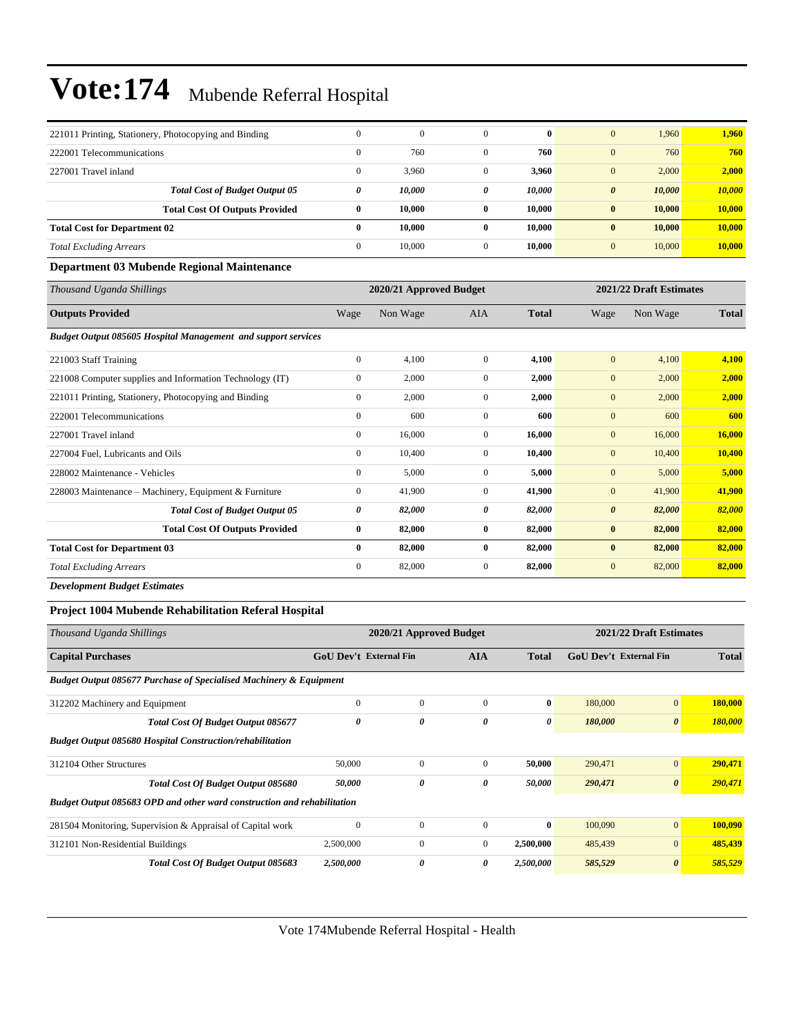| | | | | | | | |
|---|---|---|---|---|---|---|---|
| 221011 Printing, Stationery, Photocopying and Binding | 0 | 0 | 0 | **0** | 0 | 1,960 | **1,960** |
| 222001 Telecommunications | 0 | 760 | 0 | **760** | 0 | 760 | **760** |
| 227001 Travel inland | 0 | 3,960 | 0 | **3,960** | 0 | 2,000 | **2,000** |
| ***Total Cost of Budget Output 05*** | ***0*** | ***10,000*** | ***0*** | ***10,000*** | ***0*** | ***10,000*** | ***10,000*** |
| **Total Cost Of Outputs Provided** | **0** | **10,000** | **0** | **10,000** | **0** | **10,000** | **10,000** |
| **Total Cost for Department 02** | **0** | **10,000** | **0** | **10,000** | **0** | **10,000** | **10,000** |
| *Total Excluding Arrears* | 0 | 10,000 | 0 | **10,000** | 0 | 10,000 | **10,000** |

**Department 03 Mubende Regional Maintenance**

| *Thousand Uganda Shillings* | 2020/21 Approved Budget | | | | 2021/22 Draft Estimates | | |
|---|---|---|---|---|---|---|---|
| **Outputs Provided** | Wage | Non Wage | AIA | **Total** | Wage | Non Wage | **Total** |
| ***Budget Output 085605 Hospital Management and support services*** | | | | | | | |
| 221003 Staff Training | 0 | 4,100 | 0 | **4,100** | 0 | 4,100 | **4,100** |
| 221008 Computer supplies and Information Technology (IT) | 0 | 2,000 | 0 | **2,000** | 0 | 2,000 | **2,000** |
| 221011 Printing, Stationery, Photocopying and Binding | 0 | 2,000 | 0 | **2,000** | 0 | 2,000 | **2,000** |
| 222001 Telecommunications | 0 | 600 | 0 | **600** | 0 | 600 | **600** |
| 227001 Travel inland | 0 | 16,000 | 0 | **16,000** | 0 | 16,000 | **16,000** |
| 227004 Fuel, Lubricants and Oils | 0 | 10,400 | 0 | **10,400** | 0 | 10,400 | **10,400** |
| 228002 Maintenance - Vehicles | 0 | 5,000 | 0 | **5,000** | 0 | 5,000 | **5,000** |
| 228003 Maintenance – Machinery, Equipment & Furniture | 0 | 41,900 | 0 | **41,900** | 0 | 41,900 | **41,900** |
| ***Total Cost of Budget Output 05*** | ***0*** | ***82,000*** | ***0*** | ***82,000*** | ***0*** | ***82,000*** | ***82,000*** |
| **Total Cost Of Outputs Provided** | **0** | **82,000** | **0** | **82,000** | **0** | **82,000** | **82,000** |
| **Total Cost for Department 03** | **0** | **82,000** | **0** | **82,000** | **0** | **82,000** | **82,000** |
| *Total Excluding Arrears* | 0 | 82,000 | 0 | **82,000** | 0 | 82,000 | **82,000** |

***Development Budget Estimates***

**Project 1004 Mubende Rehabilitation Referal Hospital**

| *Thousand Uganda Shillings* | 2020/21 Approved Budget | | | | 2021/22 Draft Estimates | | |
|---|---|---|---|---|---|---|---|
| **Capital Purchases** | **GoU Dev't** | **External Fin** | **AIA** | **Total** | **GoU Dev't** | **External Fin** | **Total** |
| ***Budget Output 085677 Purchase of Specialised Machinery & Equipment*** | | | | | | | |
| 312202 Machinery and Equipment | 0 | 0 | 0 | **0** | 180,000 | 0 | **180,000** |
| ***Total Cost Of Budget Output 085677*** | ***0*** | ***0*** | ***0*** | ***0*** | ***180,000*** | ***0*** | ***180,000*** |
| ***Budget Output 085680 Hospital Construction/rehabilitation*** | | | | | | | |
| 312104 Other Structures | 50,000 | 0 | 0 | **50,000** | 290,471 | 0 | **290,471** |
| ***Total Cost Of Budget Output 085680*** | ***50,000*** | ***0*** | ***0*** | ***50,000*** | ***290,471*** | ***0*** | ***290,471*** |
| ***Budget Output 085683 OPD and other ward construction and rehabilitation*** | | | | | | | |
| 281504 Monitoring, Supervision & Appraisal of Capital work | 0 | 0 | 0 | **0** | 100,090 | 0 | **100,090** |
| 312101 Non-Residential Buildings | 2,500,000 | 0 | 0 | **2,500,000** | 485,439 | 0 | **485,439** |
| ***Total Cost Of Budget Output 085683*** | ***2,500,000*** | ***0*** | ***0*** | ***2,500,000*** | ***585,529*** | ***0*** | ***585,529*** |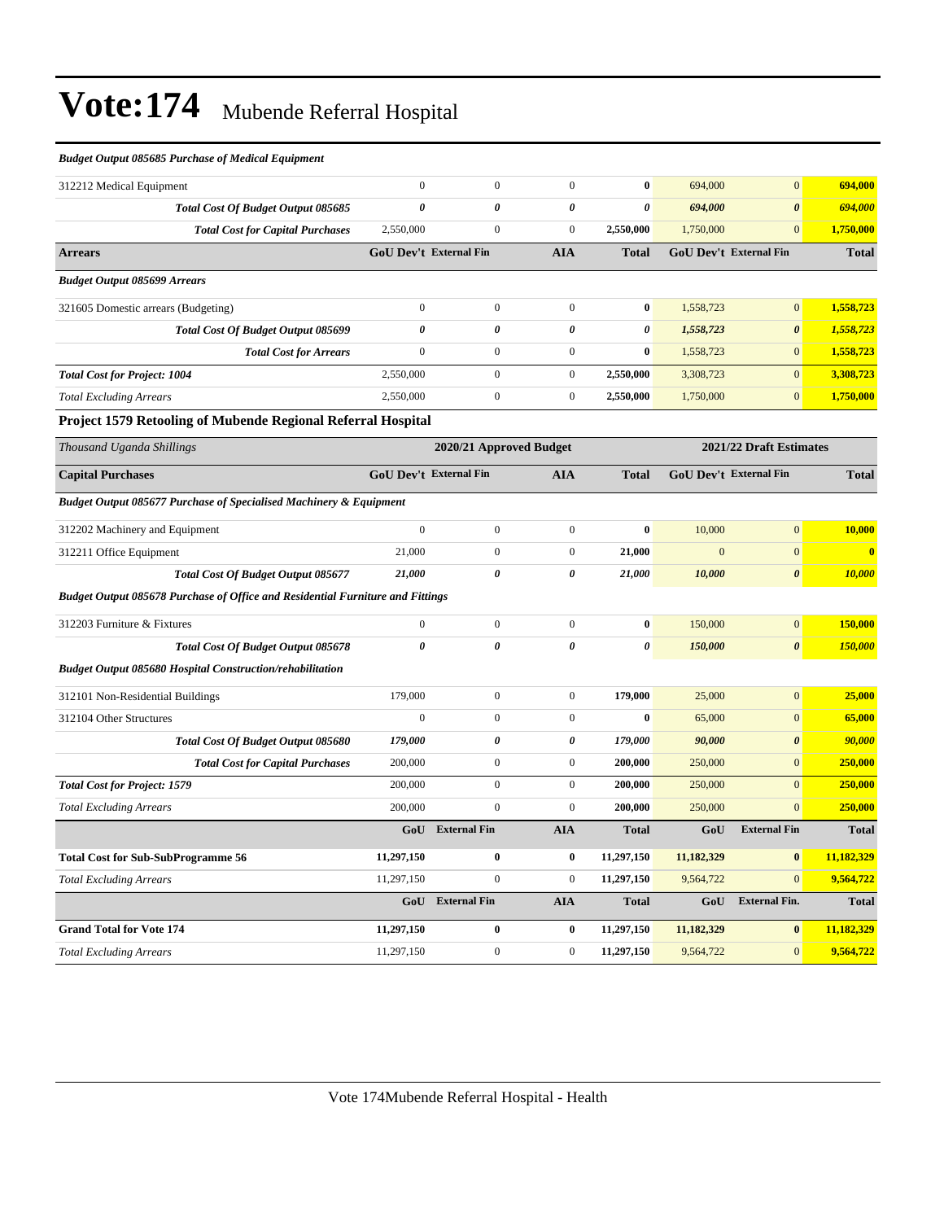# Vote:174 Mubende Referral Hospital

| *Budget Output 085685 Purchase of Medical Equipment* | | | | | | | |
|---|---|---|---|---|---|---|---|
| 312212 Medical Equipment | 0 | 0 | 0 | **0** | 694,000 | 0 | **694,000** |
| ***Total Cost Of Budget Output 085685*** | ***0*** | ***0*** | ***0*** | ***0*** | ***694,000*** | ***0*** | ***694,000*** |
| ***Total Cost for Capital Purchases*** | 2,550,000 | 0 | 0 | **2,550,000** | 1,750,000 | 0 | **1,750,000** |
| **Arrears** | **GoU Dev't** | **External Fin** | **AIA** | **Total** | **GoU Dev't** | **External Fin** | **Total** |
| ***Budget Output 085699 Arrears*** | | | | | | | |
| 321605 Domestic arrears (Budgeting) | 0 | 0 | 0 | **0** | 1,558,723 | 0 | **1,558,723** |
| ***Total Cost Of Budget Output 085699*** | ***0*** | ***0*** | ***0*** | ***0*** | ***1,558,723*** | ***0*** | ***1,558,723*** |
| ***Total Cost for Arrears*** | 0 | 0 | 0 | **0** | 1,558,723 | 0 | **1,558,723** |
| ***Total Cost for Project: 1004*** | 2,550,000 | 0 | 0 | **2,550,000** | 3,308,723 | 0 | **3,308,723** |
| *Total Excluding Arrears* | 2,550,000 | 0 | 0 | **2,550,000** | 1,750,000 | 0 | **1,750,000** |

**Project 1579 Retooling of Mubende Regional Referral Hospital**

| *Thousand Uganda Shillings* | 2020/21 Approved Budget | | | | 2021/22 Draft Estimates | | |
|---|---|---|---|---|---|---|---|
| **Capital Purchases** | **GoU Dev't** | **External Fin** | **AIA** | **Total** | **GoU Dev't** | **External Fin** | **Total** |
| ***Budget Output 085677 Purchase of Specialised Machinery & Equipment*** | | | | | | | |
| 312202 Machinery and Equipment | 0 | 0 | 0 | **0** | 10,000 | 0 | **10,000** |
| 312211 Office Equipment | 21,000 | 0 | 0 | **21,000** | 0 | 0 | **0** |
| ***Total Cost Of Budget Output 085677*** | ***21,000*** | ***0*** | ***0*** | ***21,000*** | ***10,000*** | ***0*** | ***10,000*** |
| ***Budget Output 085678 Purchase of Office and Residential Furniture and Fittings*** | | | | | | | |
| 312203 Furniture & Fixtures | 0 | 0 | 0 | **0** | 150,000 | 0 | **150,000** |
| ***Total Cost Of Budget Output 085678*** | ***0*** | ***0*** | ***0*** | ***0*** | ***150,000*** | ***0*** | ***150,000*** |
| ***Budget Output 085680 Hospital Construction/rehabilitation*** | | | | | | | |
| 312101 Non-Residential Buildings | 179,000 | 0 | 0 | **179,000** | 25,000 | 0 | **25,000** |
| 312104 Other Structures | 0 | 0 | 0 | **0** | 65,000 | 0 | **65,000** |
| ***Total Cost Of Budget Output 085680*** | ***179,000*** | ***0*** | ***0*** | ***179,000*** | ***90,000*** | ***0*** | ***90,000*** |
| ***Total Cost for Capital Purchases*** | 200,000 | 0 | 0 | **200,000** | 250,000 | 0 | **250,000** |
| ***Total Cost for Project: 1579*** | 200,000 | 0 | 0 | **200,000** | 250,000 | 0 | **250,000** |
| *Total Excluding Arrears* | 200,000 | 0 | 0 | **200,000** | 250,000 | 0 | **250,000** |
| | **GoU** | **External Fin** | **AIA** | **Total** | **GoU** | **External Fin** | **Total** |
| **Total Cost for Sub-SubProgramme 56** | **11,297,150** | **0** | **0** | **11,297,150** | **11,182,329** | **0** | **11,182,329** |
| *Total Excluding Arrears* | 11,297,150 | 0 | 0 | **11,297,150** | 9,564,722 | 0 | **9,564,722** |
| | **GoU** | **External Fin** | **AIA** | **Total** | **GoU** | **External Fin.** | **Total** |
| **Grand Total for Vote 174** | **11,297,150** | **0** | **0** | **11,297,150** | **11,182,329** | **0** | **11,182,329** |
| *Total Excluding Arrears* | 11,297,150 | 0 | 0 | **11,297,150** | 9,564,722 | 0 | **9,564,722** |